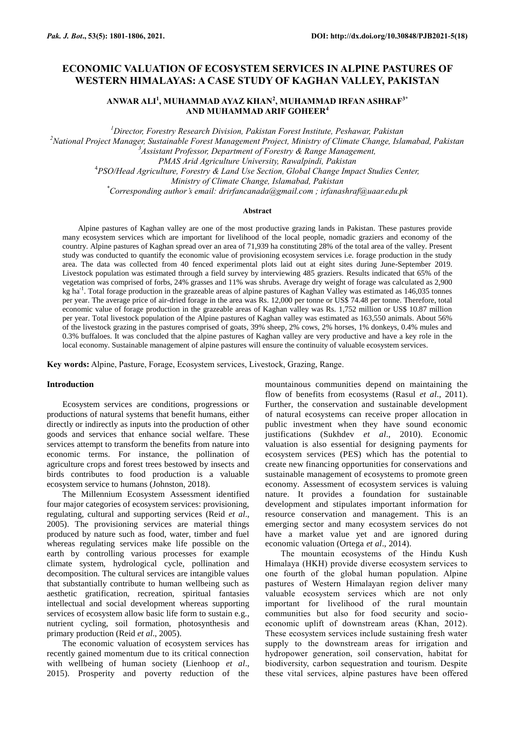# ECONOMIC VALUATION OF ECOSYSTEM SERVICES IN ALPINE PASTURES OF WESTERN HIMALAYAS: A CASE STUDY OF KAGHAN VALLEY, PAKISTAN

**ANWAR ALI[1], MUHAMMAD AYAZ KHAN[2], MUHAMMAD IRFAN ASHRAF[3*] AND MUHAMMAD ARIF GOHEER[4]**

[1]*Director, Forestry Research Division, Pakistan Forest Institute, Peshawar, Pakistan*
[2]*National Project Manager, Sustainable Forest Management Project, Ministry of Climate Change, Islamabad, Pakistan*
[3]*Assistant Professor, Department of Forestry & Range Management, PMAS Arid Agriculture University, Rawalpindi, Pakistan*
[4]*PSO/Head Agriculture, Forestry & Land Use Section, Global Change Impact Studies Center, Ministry of Climate Change, Islamabad, Pakistan*
[*]*Corresponding author's email: drirfancanada@gmail.com ; irfanashraf@uaar.edu.pk*

## Abstract

Alpine pastures of Kaghan valley are one of the most productive grazing lands in Pakistan. These pastures provide many ecosystem services which are important for livelihood of the local people, nomadic graziers and economy of the country. Alpine pastures of Kaghan spread over an area of 71,939 ha constituting 28% of the total area of the valley. Present study was conducted to quantify the economic value of provisioning ecosystem services i.e. forage production in the study area. The data was collected from 40 fenced experimental plots laid out at eight sites during June-September 2019. Livestock population was estimated through a field survey by interviewing 485 graziers. Results indicated that 65% of the vegetation was comprised of forbs, 24% grasses and 11% was shrubs. Average dry weight of forage was calculated as 2,900 kg ha$^{-1}$. Total forage production in the grazeable areas of alpine pastures of Kaghan Valley was estimated as 146,035 tonnes per year. The average price of air-dried forage in the area was Rs. 12,000 per tonne or US$ 74.48 per tonne. Therefore, total economic value of forage production in the grazeable areas of Kaghan valley was Rs. 1,752 million or US$ 10.87 million per year. Total livestock population of the Alpine pastures of Kaghan valley was estimated as 163,550 animals. About 56% of the livestock grazing in the pastures comprised of goats, 39% sheep, 2% cows, 2% horses, 1% donkeys, 0.4% mules and 0.3% buffaloes. It was concluded that the alpine pastures of Kaghan valley are very productive and have a key role in the local economy. Sustainable management of alpine pastures will ensure the continuity of valuable ecosystem services.

**Key words:** Alpine, Pasture, Forage, Ecosystem services, Livestock, Grazing, Range.

## Introduction

Ecosystem services are conditions, progressions or productions of natural systems that benefit humans, either directly or indirectly as inputs into the production of other goods and services that enhance social welfare. These services attempt to transform the benefits from nature into economic terms. For instance, the pollination of agriculture crops and forest trees bestowed by insects and birds contributes to food production is a valuable ecosystem service to humans (Johnston, 2018).

The Millennium Ecosystem Assessment identified four major categories of ecosystem services: provisioning, regulating, cultural and supporting services (Reid *et al*., 2005). The provisioning services are material things produced by nature such as food, water, timber and fuel whereas regulating services make life possible on the earth by controlling various processes for example climate system, hydrological cycle, pollination and decomposition. The cultural services are intangible values that substantially contribute to human wellbeing such as aesthetic gratification, recreation, spiritual fantasies intellectual and social development whereas supporting services of ecosystem allow basic life form to sustain e.g., nutrient cycling, soil formation, photosynthesis and primary production (Reid *et al*., 2005).

The economic valuation of ecosystem services has recently gained momentum due to its critical connection with wellbeing of human society (Lienhoop *et al*., 2015). Prosperity and poverty reduction of the mountainous communities depend on maintaining the flow of benefits from ecosystems (Rasul *et al*., 2011). Further, the conservation and sustainable development of natural ecosystems can receive proper allocation in public investment when they have sound economic justifications (Sukhdev *et al*., 2010). Economic valuation is also essential for designing payments for ecosystem services (PES) which has the potential to create new financing opportunities for conservations and sustainable management of ecosystems to promote green economy. Assessment of ecosystem services is valuing nature. It provides a foundation for sustainable development and stipulates important information for resource conservation and management. This is an emerging sector and many ecosystem services do not have a market value yet and are ignored during economic valuation (Ortega *et al*., 2014).

The mountain ecosystems of the Hindu Kush Himalaya (HKH) provide diverse ecosystem services to one fourth of the global human population. Alpine pastures of Western Himalayan region deliver many valuable ecosystem services which are not only important for livelihood of the rural mountain communities but also for food security and socio-economic uplift of downstream areas (Khan, 2012). These ecosystem services include sustaining fresh water supply to the downstream areas for irrigation and hydropower generation, soil conservation, habitat for biodiversity, carbon sequestration and tourism. Despite these vital services, alpine pastures have been offered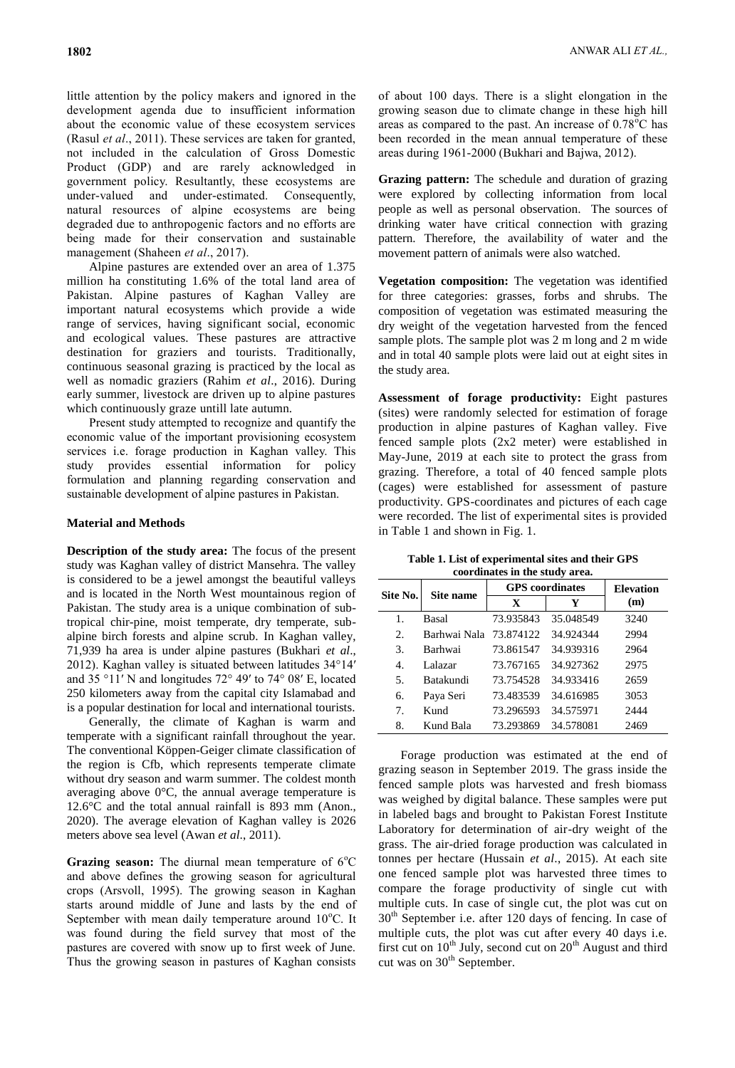little attention by the policy makers and ignored in the development agenda due to insufficient information about the economic value of these ecosystem services (Rasul *et al*., 2011). These services are taken for granted, not included in the calculation of Gross Domestic Product (GDP) and are rarely acknowledged in government policy. Resultantly, these ecosystems are under-valued and under-estimated. Consequently, natural resources of alpine ecosystems are being degraded due to anthropogenic factors and no efforts are being made for their conservation and sustainable management (Shaheen *et al*., 2017).

Alpine pastures are extended over an area of 1.375 million ha constituting 1.6% of the total land area of Pakistan. Alpine pastures of Kaghan Valley are important natural ecosystems which provide a wide range of services, having significant social, economic and ecological values. These pastures are attractive destination for graziers and tourists. Traditionally, continuous seasonal grazing is practiced by the local as well as nomadic graziers (Rahim *et al*., 2016). During early summer, livestock are driven up to alpine pastures which continuously graze untill late autumn.

Present study attempted to recognize and quantify the economic value of the important provisioning ecosystem services i.e. forage production in Kaghan valley. This study provides essential information for policy formulation and planning regarding conservation and sustainable development of alpine pastures in Pakistan.

## Material and Methods

**Description of the study area:** The focus of the present study was Kaghan valley of district Mansehra. The valley is considered to be a jewel amongst the beautiful valleys and is located in the North West mountainous region of Pakistan. The study area is a unique combination of sub-tropical chir-pine, moist temperate, dry temperate, sub-alpine birch forests and alpine scrub. In Kaghan valley, 71,939 ha area is under alpine pastures (Bukhari *et al*., 2012). Kaghan valley is situated between latitudes 34°14′ and 35 °11′ N and longitudes 72° 49′ to 74° 08′ E, located 250 kilometers away from the capital city Islamabad and is a popular destination for local and international tourists.

Generally, the climate of Kaghan is warm and temperate with a significant rainfall throughout the year. The conventional Köppen-Geiger climate classification of the region is Cfb, which represents temperate climate without dry season and warm summer. The coldest month averaging above 0°C, the annual average temperature is 12.6°C and the total annual rainfall is 893 mm (Anon., 2020). The average elevation of Kaghan valley is 2026 meters above sea level (Awan *et al*., 2011).

**Grazing season:** The diurnal mean temperature of 6°C and above defines the growing season for agricultural crops (Arsvoll, 1995). The growing season in Kaghan starts around middle of June and lasts by the end of September with mean daily temperature around 10°C. It was found during the field survey that most of the pastures are covered with snow up to first week of June. Thus the growing season in pastures of Kaghan consists of about 100 days. There is a slight elongation in the growing season due to climate change in these high hill areas as compared to the past. An increase of 0.78°C has been recorded in the mean annual temperature of these areas during 1961-2000 (Bukhari and Bajwa, 2012).

**Grazing pattern:** The schedule and duration of grazing were explored by collecting information from local people as well as personal observation. The sources of drinking water have critical connection with grazing pattern. Therefore, the availability of water and the movement pattern of animals were also watched.

**Vegetation composition:** The vegetation was identified for three categories: grasses, forbs and shrubs. The composition of vegetation was estimated measuring the dry weight of the vegetation harvested from the fenced sample plots. The sample plot was 2 m long and 2 m wide and in total 40 sample plots were laid out at eight sites in the study area.

**Assessment of forage productivity:** Eight pastures (sites) were randomly selected for estimation of forage production in alpine pastures of Kaghan valley. Five fenced sample plots (2x2 meter) were established in May-June, 2019 at each site to protect the grass from grazing. Therefore, a total of 40 fenced sample plots (cages) were established for assessment of pasture productivity. GPS-coordinates and pictures of each cage were recorded. The list of experimental sites is provided in Table 1 and shown in Fig. 1.

**Table 1. List of experimental sites and their GPS coordinates in the study area.**

| Site No. | Site name | GPS coordinates | | Elevation (m) |
|---|---|---|---|---|
| | | X | Y | |
| 1. | Basal | 73.935843 | 35.048549 | 3240 |
| 2. | Barhwai Nala | 73.874122 | 34.924344 | 2994 |
| 3. | Barhwai | 73.861547 | 34.939316 | 2964 |
| 4. | Lalazar | 73.767165 | 34.927362 | 2975 |
| 5. | Batakundi | 73.754528 | 34.933416 | 2659 |
| 6. | Paya Seri | 73.483539 | 34.616985 | 3053 |
| 7. | Kund | 73.296593 | 34.575971 | 2444 |
| 8. | Kund Bala | 73.293869 | 34.578081 | 2469 |

Forage production was estimated at the end of grazing season in September 2019. The grass inside the fenced sample plots was harvested and fresh biomass was weighed by digital balance. These samples were put in labeled bags and brought to Pakistan Forest Institute Laboratory for determination of air-dry weight of the grass. The air-dried forage production was calculated in tonnes per hectare (Hussain *et al*., 2015). At each site one fenced sample plot was harvested three times to compare the forage productivity of single cut with multiple cuts. In case of single cut, the plot was cut on 30th September i.e. after 120 days of fencing. In case of multiple cuts, the plot was cut after every 40 days i.e. first cut on 10th July, second cut on 20th August and third cut was on 30th September.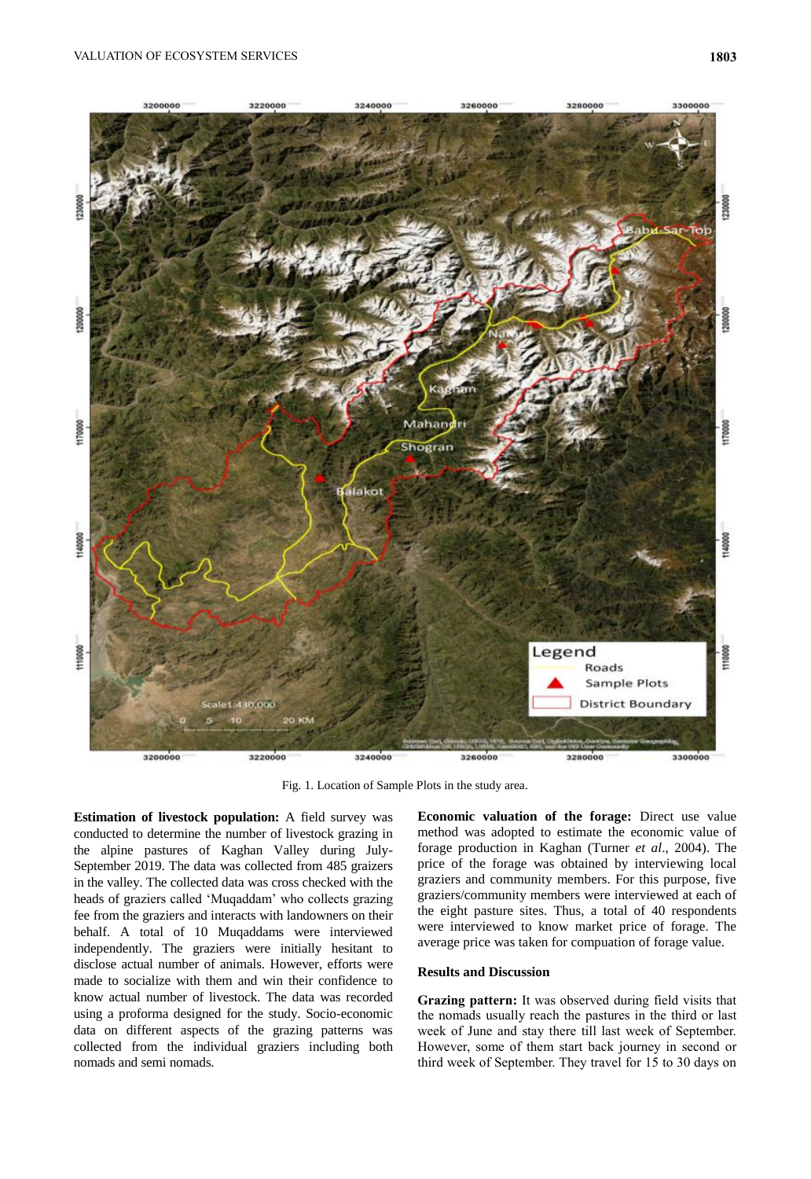Fig. 1. Location of Sample Plots in the study area.

**Estimation of livestock population:** A field survey was conducted to determine the number of livestock grazing in the alpine pastures of Kaghan Valley during July-September 2019. The data was collected from 485 graizers in the valley. The collected data was cross checked with the heads of graziers called 'Muqaddam' who collects grazing fee from the graziers and interacts with landowners on their behalf. A total of 10 Muqaddams were interviewed independently. The graziers were initially hesitant to disclose actual number of animals. However, efforts were made to socialize with them and win their confidence to know actual number of livestock. The data was recorded using a proforma designed for the study. Socio-economic data on different aspects of the grazing patterns was collected from the individual graziers including both nomads and semi nomads.

**Economic valuation of the forage:** Direct use value method was adopted to estimate the economic value of forage production in Kaghan (Turner *et al*., 2004). The price of the forage was obtained by interviewing local graziers and community members. For this purpose, five graziers/community members were interviewed at each of the eight pasture sites. Thus, a total of 40 respondents were interviewed to know market price of forage. The average price was taken for compuation of forage value.

## Results and Discussion

**Grazing pattern:** It was observed during field visits that the nomads usually reach the pastures in the third or last week of June and stay there till last week of September. However, some of them start back journey in second or third week of September. They travel for 15 to 30 days on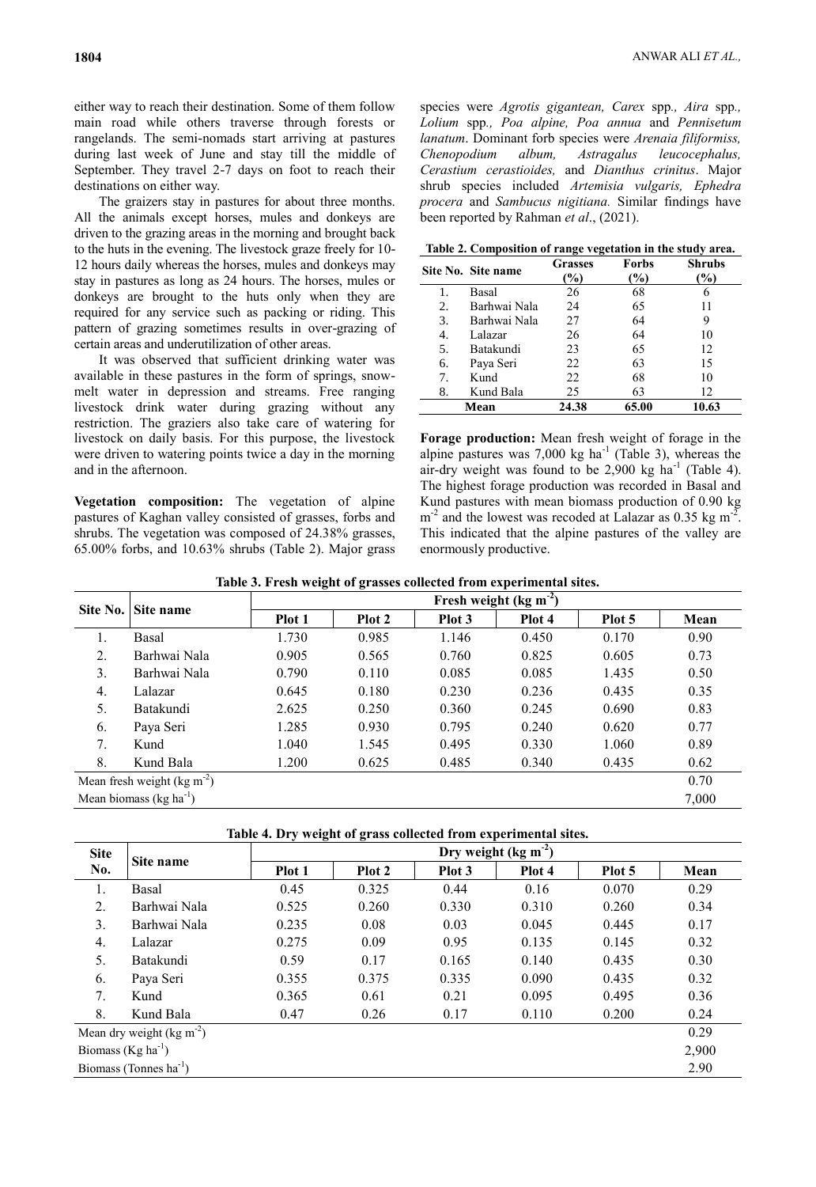either way to reach their destination. Some of them follow main road while others traverse through forests or rangelands. The semi-nomads start arriving at pastures during last week of June and stay till the middle of September. They travel 2-7 days on foot to reach their destinations on either way.

The graizers stay in pastures for about three months. All the animals except horses, mules and donkeys are driven to the grazing areas in the morning and brought back to the huts in the evening. The livestock graze freely for 10-12 hours daily whereas the horses, mules and donkeys may stay in pastures as long as 24 hours. The horses, mules or donkeys are brought to the huts only when they are required for any service such as packing or riding. This pattern of grazing sometimes results in over-grazing of certain areas and underutilization of other areas.

It was observed that sufficient drinking water was available in these pastures in the form of springs, snow-melt water in depression and streams. Free ranging livestock drink water during grazing without any restriction. The graziers also take care of watering for livestock on daily basis. For this purpose, the livestock were driven to watering points twice a day in the morning and in the afternoon.

**Vegetation composition:** The vegetation of alpine pastures of Kaghan valley consisted of grasses, forbs and shrubs. The vegetation was composed of 24.38% grasses, 65.00% forbs, and 10.63% shrubs (Table 2). Major grass species were *Agrotis gigantean, Carex* spp*., Aira* spp*., Lolium* spp*., Poa alpine, Poa annua* and *Pennisetum lanatum*. Dominant forb species were *Arenaia filiformiss, Chenopodium album, Astragalus leucocephalus, Cerastium cerastioides,* and *Dianthus crinitus*. Major shrub species included *Artemisia vulgaris, Ephedra procera* and *Sambucus nigitiana.* Similar findings have been reported by Rahman *et al*., (2021).

**Table 2. Composition of range vegetation in the study area.**

| Site No. | Site name | Grasses (%) | Forbs (%) | Shrubs (%) |
|---|---|---|---|---|
| 1. | Basal | 26 | 68 | 6 |
| 2. | Barhwai Nala | 24 | 65 | 11 |
| 3. | Barhwai Nala | 27 | 64 | 9 |
| 4. | Lalazar | 26 | 64 | 10 |
| 5. | Batakundi | 23 | 65 | 12 |
| 6. | Paya Seri | 22 | 63 | 15 |
| 7. | Kund | 22 | 68 | 10 |
| 8. | Kund Bala | 25 | 63 | 12 |
| | **Mean** | **24.38** | **65.00** | **10.63** |

**Forage production:** Mean fresh weight of forage in the alpine pastures was 7,000 kg ha$^{-1}$ (Table 3), whereas the air-dry weight was found to be 2,900 kg ha$^{-1}$ (Table 4). The highest forage production was recorded in Basal and Kund pastures with mean biomass production of 0.90 kg m$^{-2}$ and the lowest was recoded at Lalazar as 0.35 kg m$^{-2}$. This indicated that the alpine pastures of the valley are enormously productive.

**Table 3. Fresh weight of grasses collected from experimental sites.**

| Site No. | Site name | Fresh weight (kg m$^{-2}$) | | | | | |
|---|---|---|---|---|---|---|---|
| | | Plot 1 | Plot 2 | Plot 3 | Plot 4 | Plot 5 | Mean |
| 1. | Basal | 1.730 | 0.985 | 1.146 | 0.450 | 0.170 | 0.90 |
| 2. | Barhwai Nala | 0.905 | 0.565 | 0.760 | 0.825 | 0.605 | 0.73 |
| 3. | Barhwai Nala | 0.790 | 0.110 | 0.085 | 0.085 | 1.435 | 0.50 |
| 4. | Lalazar | 0.645 | 0.180 | 0.230 | 0.236 | 0.435 | 0.35 |
| 5. | Batakundi | 2.625 | 0.250 | 0.360 | 0.245 | 0.690 | 0.83 |
| 6. | Paya Seri | 1.285 | 0.930 | 0.795 | 0.240 | 0.620 | 0.77 |
| 7. | Kund | 1.040 | 1.545 | 0.495 | 0.330 | 1.060 | 0.89 |
| 8. | Kund Bala | 1.200 | 0.625 | 0.485 | 0.340 | 0.435 | 0.62 |
| Mean fresh weight (kg m$^{-2}$) | | | | | | | 0.70 |
| Mean biomass (kg ha$^{-1}$) | | | | | | | 7,000 |

**Table 4. Dry weight of grass collected from experimental sites.**

| Site No. | Site name | Dry weight (kg m$^{-2}$) | | | | | |
|---|---|---|---|---|---|---|---|
| | | Plot 1 | Plot 2 | Plot 3 | Plot 4 | Plot 5 | Mean |
| 1. | Basal | 0.45 | 0.325 | 0.44 | 0.16 | 0.070 | 0.29 |
| 2. | Barhwai Nala | 0.525 | 0.260 | 0.330 | 0.310 | 0.260 | 0.34 |
| 3. | Barhwai Nala | 0.235 | 0.08 | 0.03 | 0.045 | 0.445 | 0.17 |
| 4. | Lalazar | 0.275 | 0.09 | 0.95 | 0.135 | 0.145 | 0.32 |
| 5. | Batakundi | 0.59 | 0.17 | 0.165 | 0.140 | 0.435 | 0.30 |
| 6. | Paya Seri | 0.355 | 0.375 | 0.335 | 0.090 | 0.435 | 0.32 |
| 7. | Kund | 0.365 | 0.61 | 0.21 | 0.095 | 0.495 | 0.36 |
| 8. | Kund Bala | 0.47 | 0.26 | 0.17 | 0.110 | 0.200 | 0.24 |
| Mean dry weight (kg m$^{-2}$) | | | | | | | 0.29 |
| Biomass (Kg ha$^{-1}$) | | | | | | | 2,900 |
| Biomass (Tonnes ha$^{-1}$) | | | | | | | 2.90 |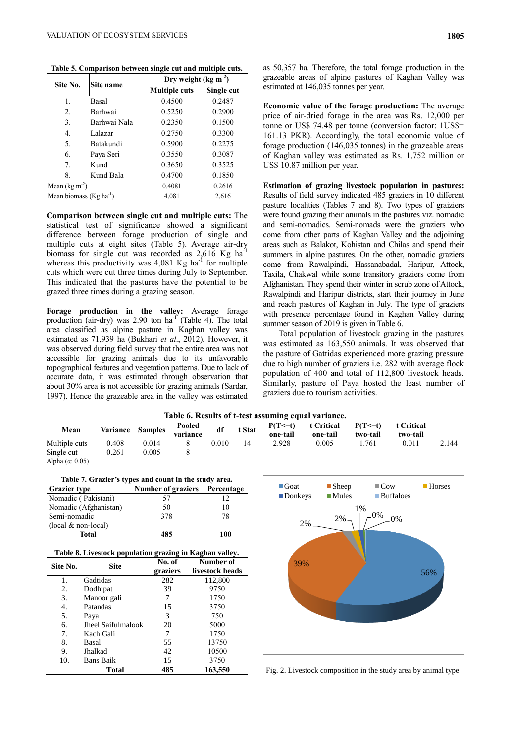**Table 5. Comparison between single cut and multiple cuts.**

| Site No. | Site name | Dry weight (kg $m^{-2}$) | |
|---|---|---|---|
| | | Multiple cuts | Single cut |
| 1. | Basal | 0.4500 | 0.2487 |
| 2. | Barhwai | 0.5250 | 0.2900 |
| 3. | Barhwai Nala | 0.2350 | 0.1500 |
| 4. | Lalazar | 0.2750 | 0.3300 |
| 5. | Batakundi | 0.5900 | 0.2275 |
| 6. | Paya Seri | 0.3550 | 0.3087 |
| 7. | Kund | 0.3650 | 0.3525 |
| 8. | Kund Bala | 0.4700 | 0.1850 |
| Mean (kg $m^{-2}$) | | 0.4081 | 0.2616 |
| Mean biomass (Kg $ha^{-1}$) | | 4,081 | 2,616 |

**Comparison between single cut and multiple cuts:** The statistical test of significance showed a significant difference between forage production of single and multiple cuts at eight sites (Table 5). Average air-dry biomass for single cut was recorded as 2,616 Kg $ha^{-1}$ whereas this productivity was 4,081 Kg $ha^{-1}$ for multiple cuts which were cut three times during July to September. This indicated that the pastures have the potential to be grazed three times during a grazing season.

**Forage production in the valley:** Average forage production (air-dry) was 2.90 ton $ha^{-1}$ (Table 4). The total area classified as alpine pasture in Kaghan valley was estimated as 71,939 ha (Bukhari *et al*., 2012). However, it was observed during field survey that the entire area was not accessible for grazing animals due to its unfavorable topographical features and vegetation patterns. Due to lack of accurate data, it was estimated through observation that about 30% area is not accessible for grazing animals (Sardar, 1997). Hence the grazeable area in the valley was estimated as 50,357 ha. Therefore, the total forage production in the grazeable areas of alpine pastures of Kaghan Valley was estimated at 146,035 tonnes per year.

**Economic value of the forage production:** The average price of air-dried forage in the area was Rs. 12,000 per tonne or US$ 74.48 per tonne (conversion factor: 1US$= 161.13 PKR). Accordingly, the total economic value of forage production (146,035 tonnes) in the grazeable areas of Kaghan valley was estimated as Rs. 1,752 million or US$ 10.87 million per year.

**Estimation of grazing livestock population in pastures:** Results of field survey indicated 485 graziers in 10 different pasture localities (Tables 7 and 8). Two types of graiziers were found grazing their animals in the pastures viz. nomadic and semi-nomadics. Semi-nomads were the graziers who come from other parts of Kaghan Valley and the adjoining areas such as Balakot, Kohistan and Chilas and spend their summers in alpine pastures. On the other, nomadic graziers come from Rawalpindi, Hassanabadal, Haripur, Attock, Taxila, Chakwal while some transitory graziers come from Afghanistan. They spend their winter in scrub zone of Attock, Rawalpindi and Haripur districts, start their journey in June and reach pastures of Kaghan in July. The type of graziers with presence percentage found in Kaghan Valley during summer season of 2019 is given in Table 6.

Total population of livestock grazing in the pastures was estimated as 163,550 animals. It was observed that the pasture of Gattidas experienced more grazing pressure due to high number of graziers i.e. 282 with average flock population of 400 and total of 112,800 livestock heads. Similarly, pasture of Paya hosted the least number of graziers due to tourism activities.

**Table 6. Results of t-test assuming equal variance.**

| Mean | Variance | Samples | Pooled variance | df | t Stat | P(T<=t) one-tail | t Critical one-tail | P(T<=t) two-tail | t Critical two-tail | |
|---|---|---|---|---|---|---|---|---|---|---|
| Multiple cuts | 0.408 | 0.014 | 8 | 0.010 | 14 | 2.928 | 0.005 | 1.761 | 0.011 | 2.144 |
| Single cut | 0.261 | 0.005 | 8 | | | | | | | |

Alpha (α: 0.05)

**Table 7. Grazier's types and count in the study area.**

| Grazier type | Number of graziers | Percentage |
|---|---|---|
| Nomadic ( Pakistani) | 57 | 12 |
| Nomadic (Afghanistan) | 50 | 10 |
| Semi-nomadic (local & non-local) | 378 | 78 |
| **Total** | **485** | **100** |

**Table 8. Livestock population grazing in Kaghan valley.**

| Site No. | Site | No. of graziers | Number of livestock heads |
|---|---|---|---|
| 1. | Gadtidas | 282 | 112,800 |
| 2. | Dodhipat | 39 | 9750 |
| 3. | Manoor gali | 7 | 1750 |
| 4. | Patandas | 15 | 3750 |
| 5. | Paya | 3 | 750 |
| 6. | Jheel Saifulmalook | 20 | 5000 |
| 7. | Kach Gali | 7 | 1750 |
| 8. | Basal | 55 | 13750 |
| 9. | Jhalkad | 42 | 10500 |
| 10. | Bans Baik | 15 | 3750 |
| | **Total** | **485** | **163,550** |

Fig. 2. Livestock composition in the study area by animal type.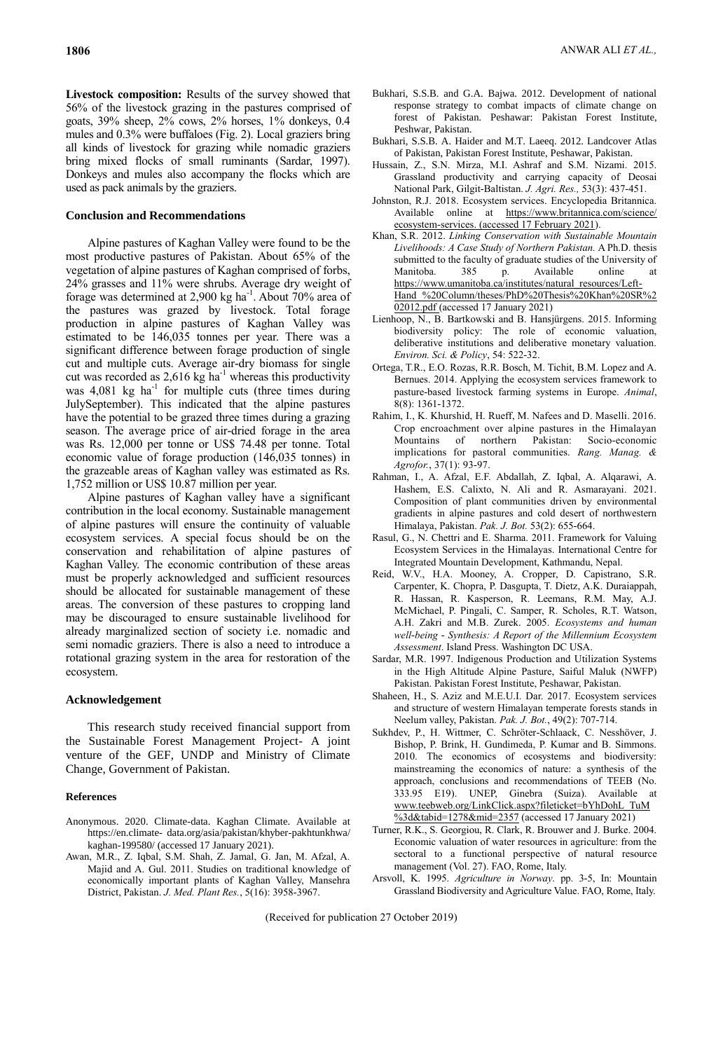**Livestock composition:** Results of the survey showed that 56% of the livestock grazing in the pastures comprised of goats, 39% sheep, 2% cows, 2% horses, 1% donkeys, 0.4 mules and 0.3% were buffaloes (Fig. 2). Local graziers bring all kinds of livestock for grazing while nomadic graziers bring mixed flocks of small ruminants (Sardar, 1997). Donkeys and mules also accompany the flocks which are used as pack animals by the graziers.

## Conclusion and Recommendations

Alpine pastures of Kaghan Valley were found to be the most productive pastures of Pakistan. About 65% of the vegetation of alpine pastures of Kaghan comprised of forbs, 24% grasses and 11% were shrubs. Average dry weight of forage was determined at 2,900 kg $ha^{-1}$. About 70% area of the pastures was grazed by livestock. Total forage production in alpine pastures of Kaghan Valley was estimated to be 146,035 tonnes per year. There was a significant difference between forage production of single cut and multiple cuts. Average air-dry biomass for single cut was recorded as 2,616 kg $ha^{-1}$ whereas this productivity was 4,081 kg $ha^{-1}$ for multiple cuts (three times during JulySeptember). This indicated that the alpine pastures have the potential to be grazed three times during a grazing season. The average price of air-dried forage in the area was Rs. 12,000 per tonne or US$ 74.48 per tonne. Total economic value of forage production (146,035 tonnes) in the grazeable areas of Kaghan valley was estimated as Rs. 1,752 million or US$ 10.87 million per year.

Alpine pastures of Kaghan valley have a significant contribution in the local economy. Sustainable management of alpine pastures will ensure the continuity of valuable ecosystem services. A special focus should be on the conservation and rehabilitation of alpine pastures of Kaghan Valley. The economic contribution of these areas must be properly acknowledged and sufficient resources should be allocated for sustainable management of these areas. The conversion of these pastures to cropping land may be discouraged to ensure sustainable livelihood for already marginalized section of society i.e. nomadic and semi nomadic graziers. There is also a need to introduce a rotational grazing system in the area for restoration of the ecosystem.

## Acknowledgement

This research study received financial support from the Sustainable Forest Management Project- A joint venture of the GEF, UNDP and Ministry of Climate Change, Government of Pakistan.

## References

Anonymous. 2020. Climate-data. Kaghan Climate. Available at https://en.climate- data.org/asia/pakistan/khyber-pakhtunkhwa/kaghan-199580/ (accessed 17 January 2021).

Awan, M.R., Z. Iqbal, S.M. Shah, Z. Jamal, G. Jan, M. Afzal, A. Majid and A. Gul. 2011. Studies on traditional knowledge of economically important plants of Kaghan Valley, Mansehra District, Pakistan. *J. Med. Plant Res.*, 5(16): 3958-3967.

Bukhari, S.S.B. and G.A. Bajwa. 2012. Development of national response strategy to combat impacts of climate change on forest of Pakistan. Peshawar: Pakistan Forest Institute, Peshwar, Pakistan.

Bukhari, S.S.B. A. Haider and M.T. Laeeq. 2012. Landcover Atlas of Pakistan, Pakistan Forest Institute, Peshawar, Pakistan.

Hussain, Z., S.N. Mirza, M.I. Ashraf and S.M. Nizami. 2015. Grassland productivity and carrying capacity of Deosai National Park, Gilgit-Baltistan. *J. Agri. Res.,* 53(3): 437-451.

Johnston, R.J. 2018. Ecosystem services. Encyclopedia Britannica. Available online at https://www.britannica.com/science/ecosystem-services. (accessed 17 February 2021).

Khan, S.R. 2012. *Linking Conservation with Sustainable Mountain Livelihoods: A Case Study of Northern Pakistan.* A Ph.D. thesis submitted to the faculty of graduate studies of the University of Manitoba. 385 p. Available online at https://www.umanitoba.ca/institutes/natural_resources/Left-Hand_%20Column/theses/PhD%20Thesis%20Khan%20SR%202012.pdf (accessed 17 January 2021)

Lienhoop, N., B. Bartkowski and B. Hansjürgens. 2015. Informing biodiversity policy: The role of economic valuation, deliberative institutions and deliberative monetary valuation. *Environ. Sci. & Policy*, 54: 522-32.

Ortega, T.R., E.O. Rozas, R.R. Bosch, M. Tichit, B.M. Lopez and A. Bernues. 2014. Applying the ecosystem services framework to pasture-based livestock farming systems in Europe. *Animal*, 8(8): 1361-1372.

Rahim, I., K. Khurshid, H. Rueff, M. Nafees and D. Maselli. 2016. Crop encroachment over alpine pastures in the Himalayan Mountains of northern Pakistan: Socio-economic implications for pastoral communities. *Rang. Manag. & Agrofor.*, 37(1): 93-97.

Rahman, I., A. Afzal, E.F. Abdallah, Z. Iqbal, A. Alqarawi, A. Hashem, E.S. Calixto, N. Ali and R. Asmarayani. 2021. Composition of plant communities driven by environmental gradients in alpine pastures and cold desert of northwestern Himalaya, Pakistan. *Pak. J. Bot.* 53(2): 655-664.

Rasul, G., N. Chettri and E. Sharma. 2011. Framework for Valuing Ecosystem Services in the Himalayas. International Centre for Integrated Mountain Development, Kathmandu, Nepal.

Reid, W.V., H.A. Mooney, A. Cropper, D. Capistrano, S.R. Carpenter, K. Chopra, P. Dasgupta, T. Dietz, A.K. Duraiappah, R. Hassan, R. Kasperson, R. Leemans, R.M. May, A.J. McMichael, P. Pingali, C. Samper, R. Scholes, R.T. Watson, A.H. Zakri and M.B. Zurek. 2005. *Ecosystems and human well-being - Synthesis: A Report of the Millennium Ecosystem Assessment*. Island Press. Washington DC USA.

Sardar, M.R. 1997. Indigenous Production and Utilization Systems in the High Altitude Alpine Pasture, Saiful Maluk (NWFP) Pakistan. Pakistan Forest Institute, Peshawar, Pakistan.

Shaheen, H., S. Aziz and M.E.U.I. Dar. 2017. Ecosystem services and structure of western Himalayan temperate forests stands in Neelum valley, Pakistan. *Pak. J. Bot.*, 49(2): 707-714.

Sukhdev, P., H. Wittmer, C. Schröter-Schlaack, C. Nesshöver, J. Bishop, P. Brink, H. Gundimeda, P. Kumar and B. Simmons. 2010. The economics of ecosystems and biodiversity: mainstreaming the economics of nature: a synthesis of the approach, conclusions and recommendations of TEEB (No. 333.95 E19). UNEP, Ginebra (Suiza). Available at www.teebweb.org/LinkClick.aspx?fileticket=bYhDohL_TuM%3d&tabid=1278&mid=2357 (accessed 17 January 2021)

Turner, R.K., S. Georgiou, R. Clark, R. Brouwer and J. Burke. 2004. Economic valuation of water resources in agriculture: from the sectoral to a functional perspective of natural resource management (Vol. 27). FAO, Rome, Italy.

Arsvoll, K. 1995. *Agriculture in Norway*. pp. 3-5, In: Mountain Grassland Biodiversity and Agriculture Value. FAO, Rome, Italy.

(Received for publication 27 October 2019)